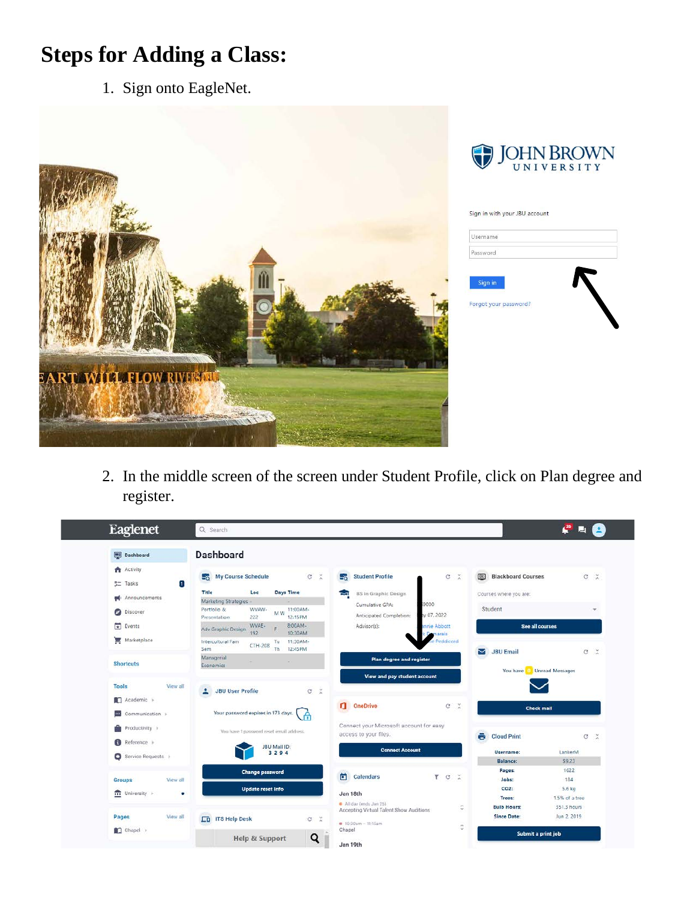# Steps for Adding a Class:

1. Sign onto EagleNet.

2. In the middle screen of the screen under Student Profile, click on Plan degree and register.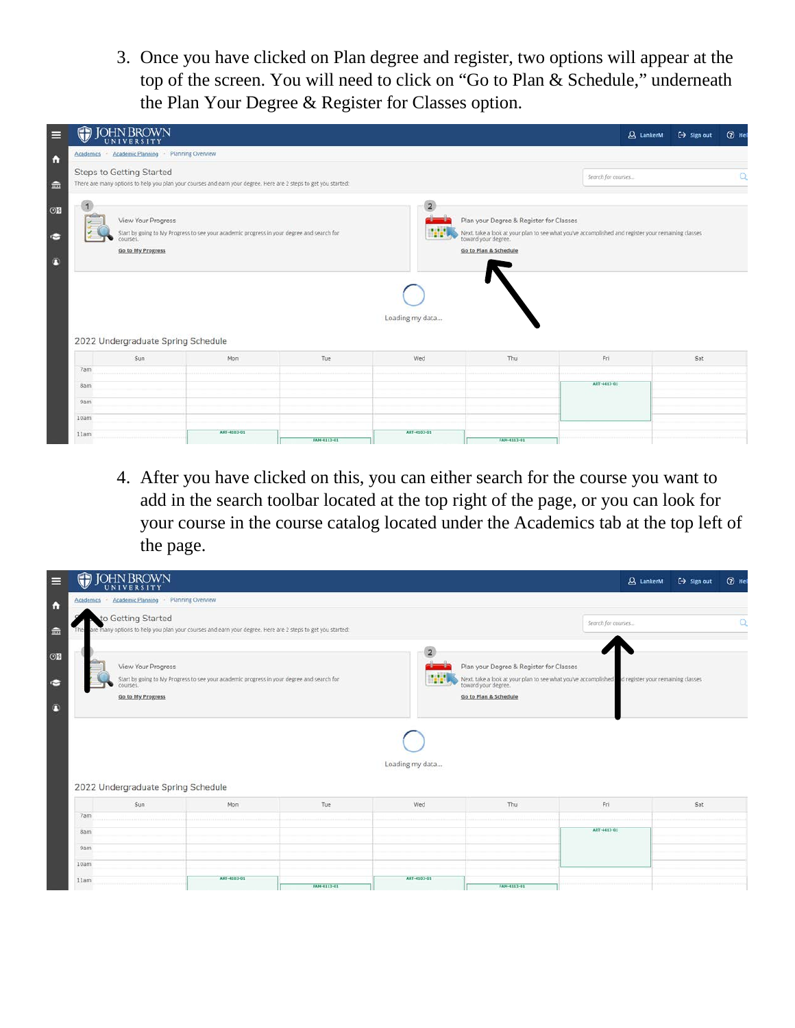3. Once you have clicked on Plan degree and register, two options will appear at the top of the screen. You will need to click on "Go to Plan & Schedule," underneath the Plan Your Degree & Register for Classes option.

4. After you have clicked on this, you can either search for the course you want to add in the search toolbar located at the top right of the page, or you can look for your course in the course catalog located under the Academics tab at the top left of the page.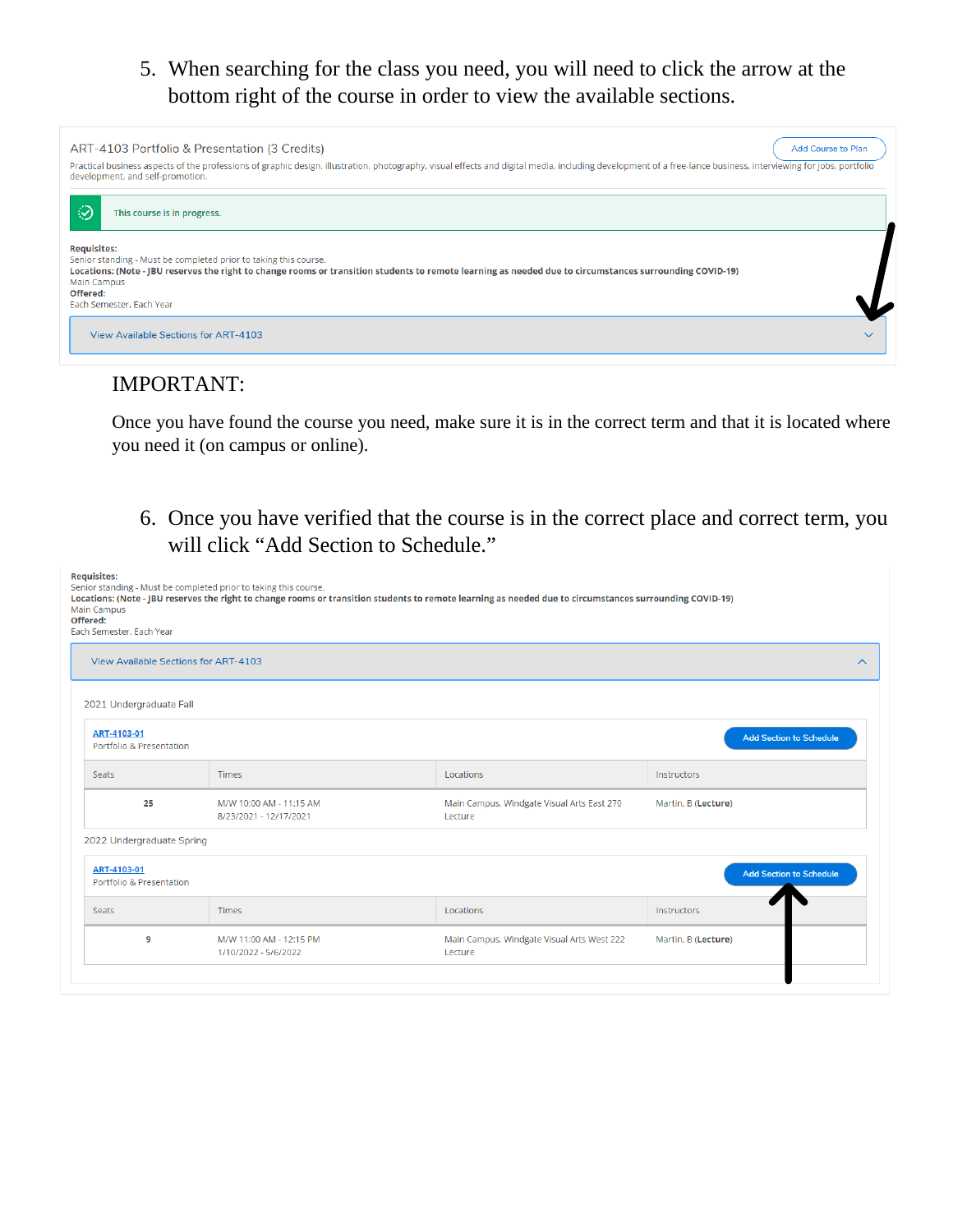5. When searching for the class you need, you will need to click the arrow at the bottom right of the course in order to view the available sections.

ART-4103 Portfolio & Presentation (3 Credits)

Add Course to Plan

Practical business aspects of the professions of graphic design, illustration, photography, visual effects and digital media, including development of a free-lance business, interviewing for jobs, portfolio development, and self-promotion.

This course is in progress.

**Requisites:**
Senior standing - Must be completed prior to taking this course.
**Locations: (Note - JBU reserves the right to change rooms or transition students to remote learning as needed due to circumstances surrounding COVID-19)**
Main Campus
**Offered:**
Each Semester, Each Year

View Available Sections for ART-4103

IMPORTANT:

Once you have found the course you need, make sure it is in the correct term and that it is located where you need it (on campus or online).

6. Once you have verified that the course is in the correct place and correct term, you will click "Add Section to Schedule."

**Requisites:**
Senior standing - Must be completed prior to taking this course.
**Locations: (Note - JBU reserves the right to change rooms or transition students to remote learning as needed due to circumstances surrounding COVID-19)**
Main Campus
**Offered:**
Each Semester, Each Year

View Available Sections for ART-4103

2021 Undergraduate Fall

ART-4103-01
Portfolio & Presentation

Add Section to Schedule

| Seats | Times | Locations | Instructors |
|---|---|---|---|
| 25 | M/W 10:00 AM - 11:15 AM<br>8/23/2021 - 12/17/2021 | Main Campus, Windgate Visual Arts East 270<br>Lecture | Martin, B (**Lecture**) |

2022 Undergraduate Spring

ART-4103-01
Portfolio & Presentation

Add Section to Schedule

| Seats | Times | Locations | Instructors |
|---|---|---|---|
| 9 | M/W 11:00 AM - 12:15 PM<br>1/10/2022 - 5/6/2022 | Main Campus, Windgate Visual Arts West 222<br>Lecture | Martin, B (**Lecture**) |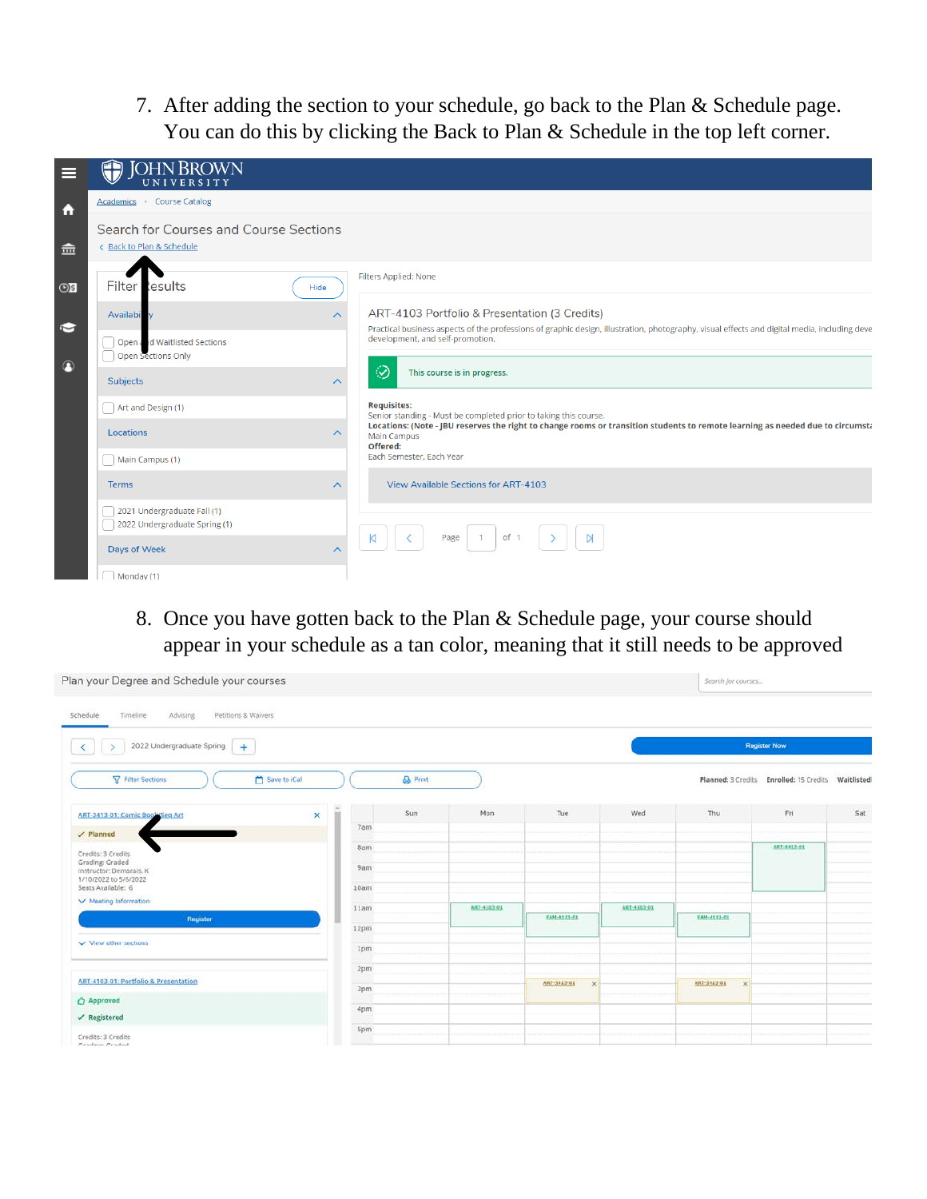7. After adding the section to your schedule, go back to the Plan & Schedule page. You can do this by clicking the Back to Plan & Schedule in the top left corner.

8. Once you have gotten back to the Plan & Schedule page, your course should appear in your schedule as a tan color, meaning that it still needs to be approved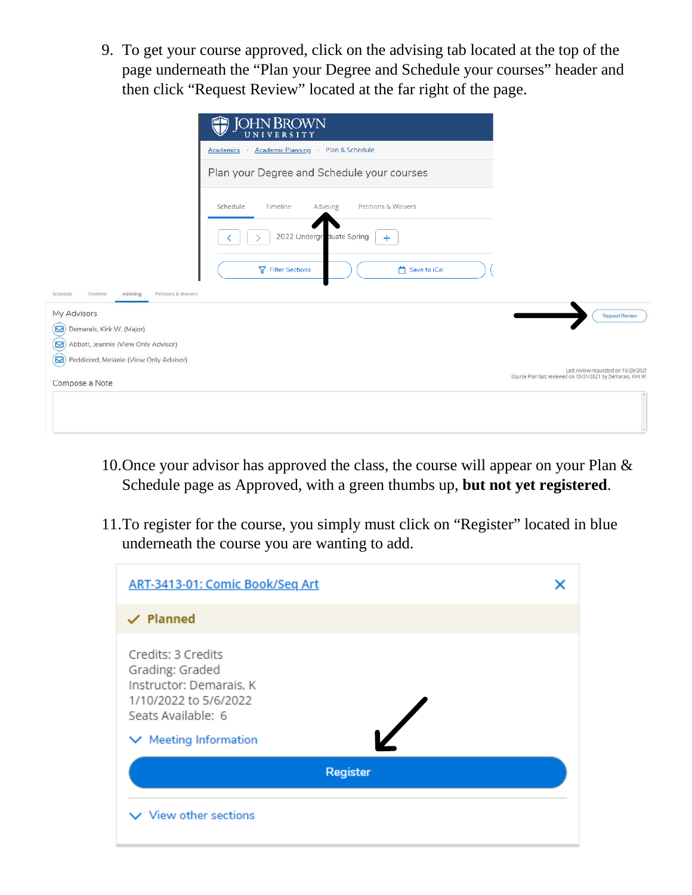9. To get your course approved, click on the advising tab located at the top of the page underneath the "Plan your Degree and Schedule your courses" header and then click "Request Review" located at the far right of the page.

10. Once your advisor has approved the class, the course will appear on your Plan & Schedule page as Approved, with a green thumbs up, **but not yet registered**.

11. To register for the course, you simply must click on "Register" located in blue underneath the course you are wanting to add.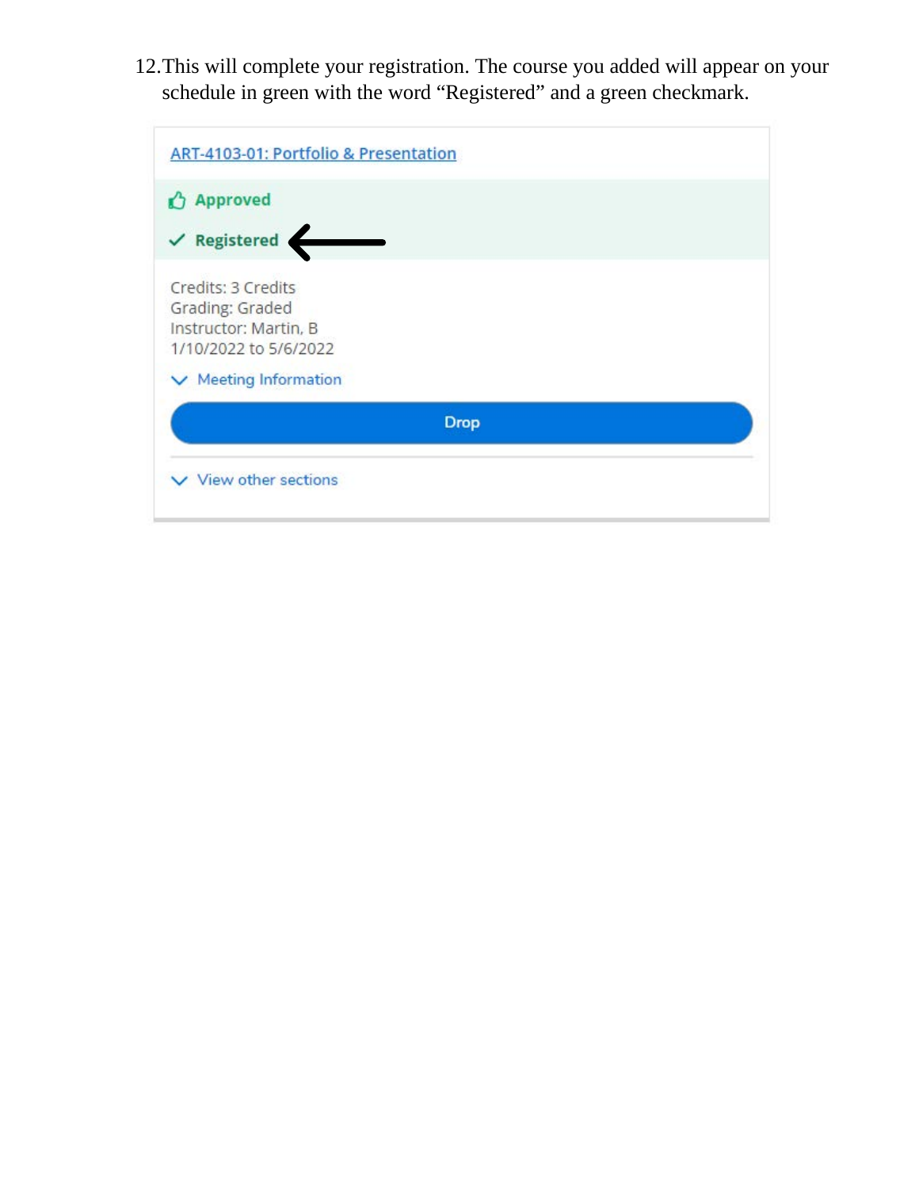12. This will complete your registration. The course you added will appear on your schedule in green with the word “Registered” and a green checkmark.

ART-4103-01: Portfolio & Presentation

Approved

✓ Registered

Credits: 3 Credits
Grading: Graded
Instructor: Martin, B
1/10/2022 to 5/6/2022

Meeting Information

Drop

View other sections